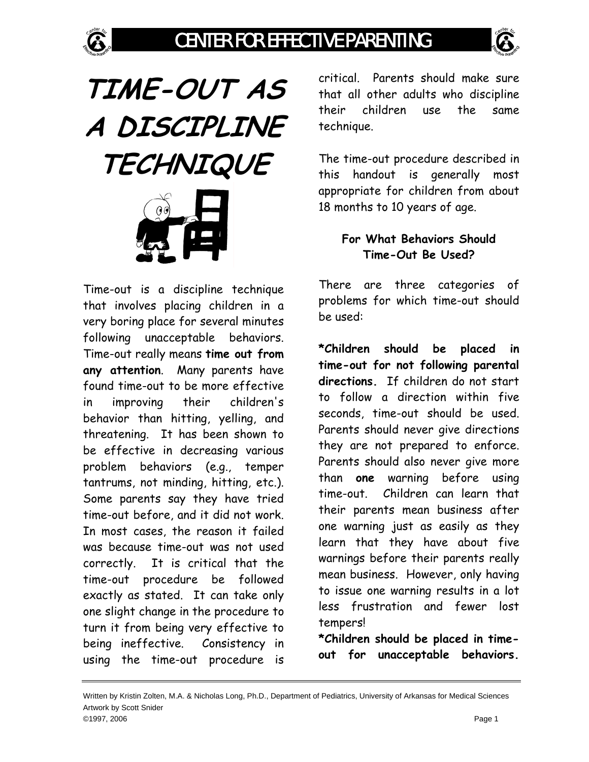# TIME-OUT AS A DISCIPLINE TECHNIQUE

Time-out is a discipline technique that involves placing children in a very boring place for several minutes following unacceptable behaviors. Time-out really means **time out from any attention**. Many parents have found time-out to be more effective in improving their children's behavior than hitting, yelling, and threatening. It has been shown to be effective in decreasing various problem behaviors (e.g., temper tantrums, not minding, hitting, etc.). Some parents say they have tried time-out before, and it did not work. In most cases, the reason it failed was because time-out was not used correctly. It is critical that the time-out procedure be followed exactly as stated. It can take only one slight change in the procedure to turn it from being very effective to being ineffective. Consistency in using the time-out procedure is critical. Parents should make sure that all other adults who discipline their children use the same technique.

The time-out procedure described in this handout is generally most appropriate for children from about 18 months to 10 years of age.

### For What Behaviors Should Time-Out Be Used?

There are three categories of problems for which time-out should be used:

***Children should be placed in time-out for not following parental directions.** If children do not start to follow a direction within five seconds, time-out should be used. Parents should never give directions they are not prepared to enforce. Parents should also never give more than **one** warning before using time-out. Children can learn that their parents mean business after one warning just as easily as they learn that they have about five warnings before their parents really mean business. However, only having to issue one warning results in a lot less frustration and fewer lost tempers!

***Children should be placed in time-out for unacceptable behaviors.**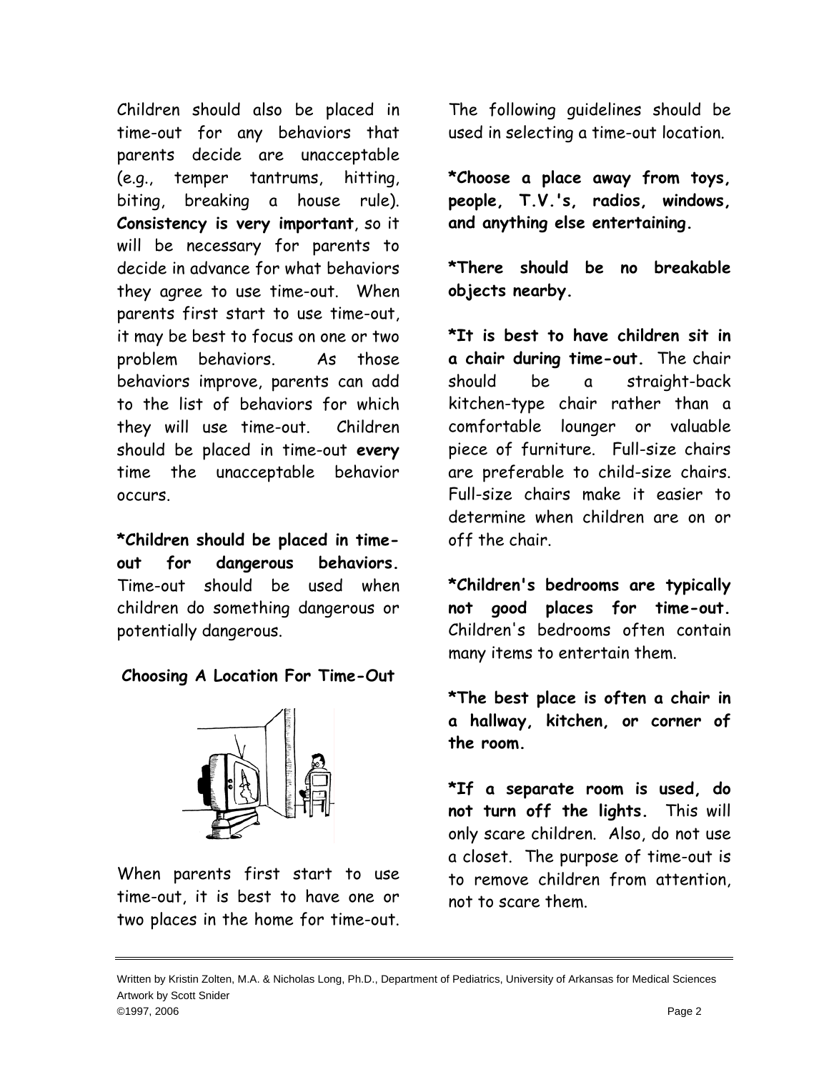Children should also be placed in time-out for any behaviors that parents decide are unacceptable (e.g., temper tantrums, hitting, biting, breaking a house rule). **Consistency is very important**, so it will be necessary for parents to decide in advance for what behaviors they agree to use time-out. When parents first start to use time-out, it may be best to focus on one or two problem behaviors. As those behaviors improve, parents can add to the list of behaviors for which they will use time-out. Children should be placed in time-out **every** time the unacceptable behavior occurs.

**\*Children should be placed in time-out for dangerous behaviors.** Time-out should be used when children do something dangerous or potentially dangerous.

### Choosing A Location For Time-Out

When parents first start to use time-out, it is best to have one or two places in the home for time-out. The following guidelines should be used in selecting a time-out location.

**\*Choose a place away from toys, people, T.V.'s, radios, windows, and anything else entertaining.**

**\*There should be no breakable objects nearby.**

**\*It is best to have children sit in a chair during time-out.** The chair should be a straight-back kitchen-type chair rather than a comfortable lounger or valuable piece of furniture. Full-size chairs are preferable to child-size chairs. Full-size chairs make it easier to determine when children are on or off the chair.

**\*Children's bedrooms are typically not good places for time-out.** Children's bedrooms often contain many items to entertain them.

**\*The best place is often a chair in a hallway, kitchen, or corner of the room.**

**\*If a separate room is used, do not turn off the lights.** This will only scare children. Also, do not use a closet. The purpose of time-out is to remove children from attention, not to scare them.

Written by Kristin Zolten, M.A. & Nicholas Long, Ph.D., Department of Pediatrics, University of Arkansas for Medical Sciences
Artwork by Scott Snider
©1997, 2006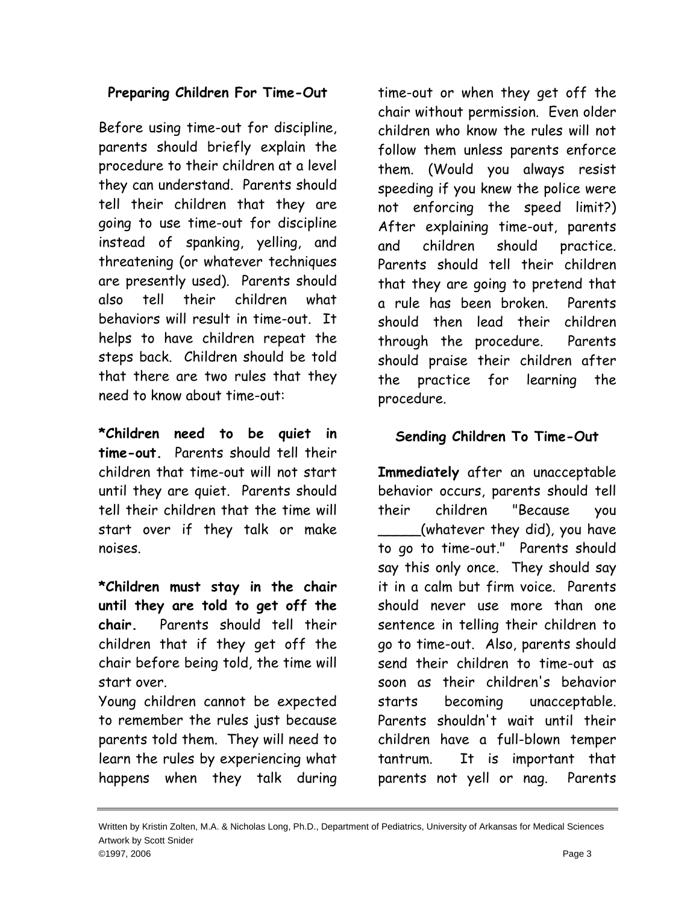## Preparing Children For Time-Out

Before using time-out for discipline, parents should briefly explain the procedure to their children at a level they can understand. Parents should tell their children that they are going to use time-out for discipline instead of spanking, yelling, and threatening (or whatever techniques are presently used). Parents should also tell their children what behaviors will result in time-out. It helps to have children repeat the steps back. Children should be told that there are two rules that they need to know about time-out:

***Children need to be quiet in time-out.** Parents should tell their children that time-out will not start until they are quiet. Parents should tell their children that the time will start over if they talk or make noises.

***Children must stay in the chair until they are told to get off the chair.** Parents should tell their children that if they get off the chair before being told, the time will start over.

Young children cannot be expected to remember the rules just because parents told them. They will need to learn the rules by experiencing what happens when they talk during time-out or when they get off the chair without permission. Even older children who know the rules will not follow them unless parents enforce them. (Would you always resist speeding if you knew the police were not enforcing the speed limit?) After explaining time-out, parents and children should practice. Parents should tell their children that they are going to pretend that a rule has been broken. Parents should then lead their children through the procedure. Parents should praise their children after the practice for learning the procedure.

## Sending Children To Time-Out

**Immediately** after an unacceptable behavior occurs, parents should tell their children "Because you _____(whatever they did), you have to go to time-out." Parents should say this only once. They should say it in a calm but firm voice. Parents should never use more than one sentence in telling their children to go to time-out. Also, parents should send their children to time-out as soon as their children's behavior starts becoming unacceptable. Parents shouldn't wait until their children have a full-blown temper tantrum. It is important that parents not yell or nag. Parents

Written by Kristin Zolten, M.A. & Nicholas Long, Ph.D., Department of Pediatrics, University of Arkansas for Medical Sciences
Artwork by Scott Snider
©1997, 2006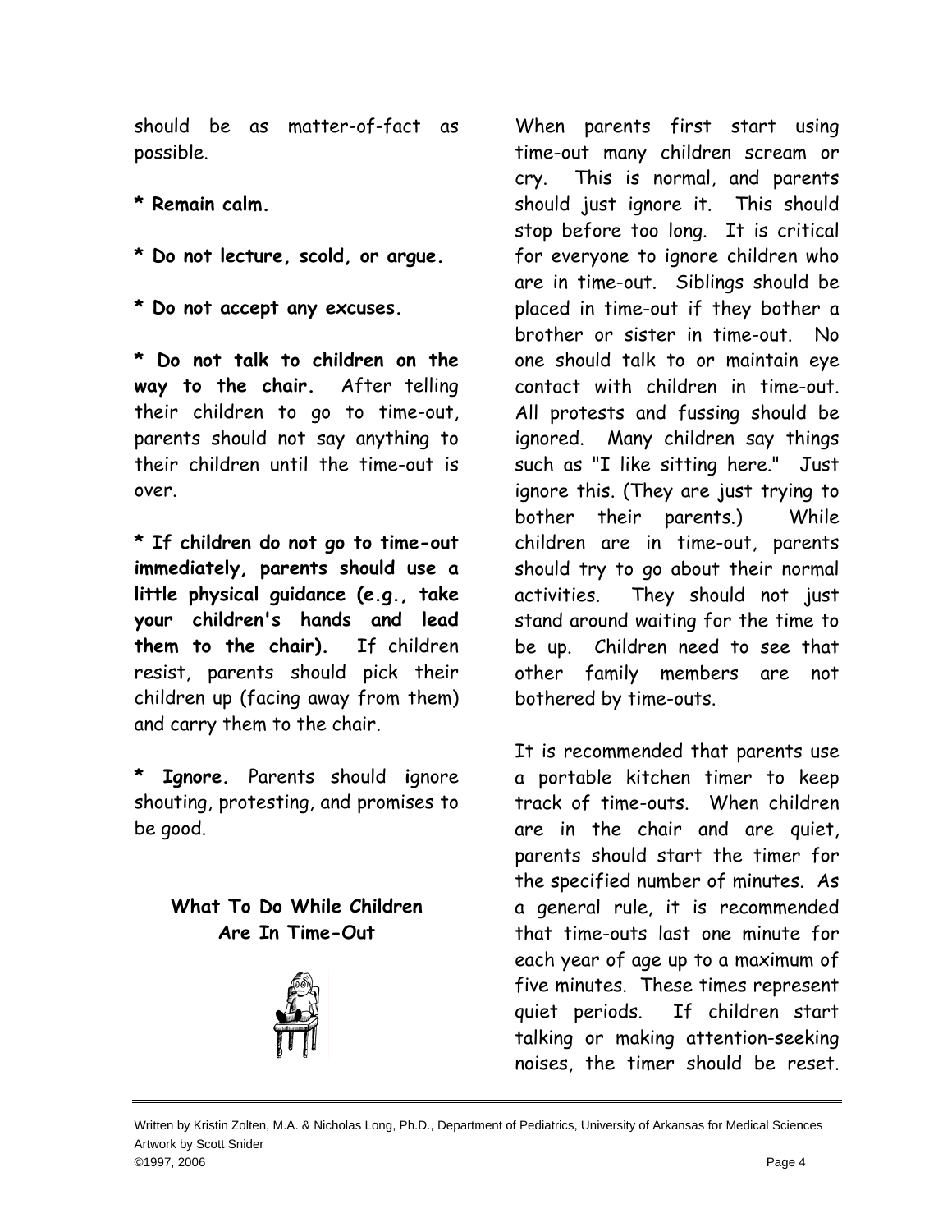should be as matter-of-fact as possible.

* **Remain calm.**

* **Do not lecture, scold, or argue.**

* **Do not accept any excuses.**

* **Do not talk to children on the way to the chair.** After telling their children to go to time-out, parents should not say anything to their children until the time-out is over.

* **If children do not go to time-out immediately, parents should use a little physical guidance (e.g., take your children's hands and lead them to the chair).** If children resist, parents should pick their children up (facing away from them) and carry them to the chair.

* **Ignore.** Parents should ignore shouting, protesting, and promises to be good.

### What To Do While Children Are In Time-Out

When parents first start using time-out many children scream or cry. This is normal, and parents should just ignore it. This should stop before too long. It is critical for everyone to ignore children who are in time-out. Siblings should be placed in time-out if they bother a brother or sister in time-out. No one should talk to or maintain eye contact with children in time-out. All protests and fussing should be ignored. Many children say things such as "I like sitting here." Just ignore this. (They are just trying to bother their parents.) While children are in time-out, parents should try to go about their normal activities. They should not just stand around waiting for the time to be up. Children need to see that other family members are not bothered by time-outs.

It is recommended that parents use a portable kitchen timer to keep track of time-outs. When children are in the chair and are quiet, parents should start the timer for the specified number of minutes. As a general rule, it is recommended that time-outs last one minute for each year of age up to a maximum of five minutes. These times represent quiet periods. If children start talking or making attention-seeking noises, the timer should be reset.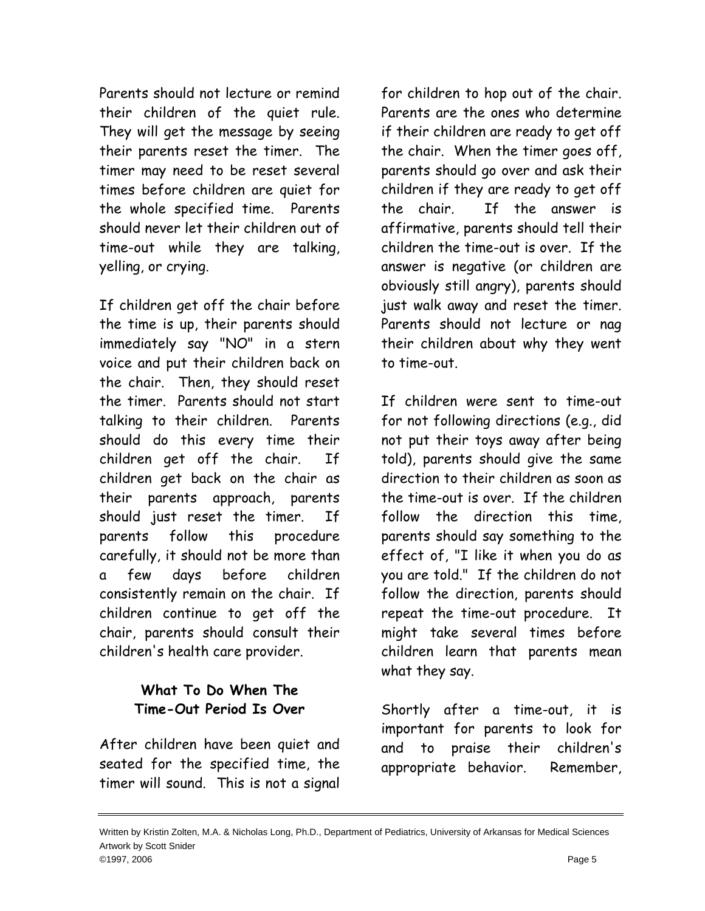Parents should not lecture or remind their children of the quiet rule. They will get the message by seeing their parents reset the timer. The timer may need to be reset several times before children are quiet for the whole specified time. Parents should never let their children out of time-out while they are talking, yelling, or crying.

If children get off the chair before the time is up, their parents should immediately say "NO" in a stern voice and put their children back on the chair. Then, they should reset the timer. Parents should not start talking to their children. Parents should do this every time their children get off the chair. If children get back on the chair as their parents approach, parents should just reset the timer. If parents follow this procedure carefully, it should not be more than a few days before children consistently remain on the chair. If children continue to get off the chair, parents should consult their children's health care provider.

### What To Do When The Time-Out Period Is Over

After children have been quiet and seated for the specified time, the timer will sound. This is not a signal for children to hop out of the chair. Parents are the ones who determine if their children are ready to get off the chair. When the timer goes off, parents should go over and ask their children if they are ready to get off the chair. If the answer is affirmative, parents should tell their children the time-out is over. If the answer is negative (or children are obviously still angry), parents should just walk away and reset the timer. Parents should not lecture or nag their children about why they went to time-out.

If children were sent to time-out for not following directions (e.g., did not put their toys away after being told), parents should give the same direction to their children as soon as the time-out is over. If the children follow the direction this time, parents should say something to the effect of, "I like it when you do as you are told." If the children do not follow the direction, parents should repeat the time-out procedure. It might take several times before children learn that parents mean what they say.

Shortly after a time-out, it is important for parents to look for and to praise their children's appropriate behavior. Remember,

Written by Kristin Zolten, M.A. & Nicholas Long, Ph.D., Department of Pediatrics, University of Arkansas for Medical Sciences
Artwork by Scott Snider
©1997, 2006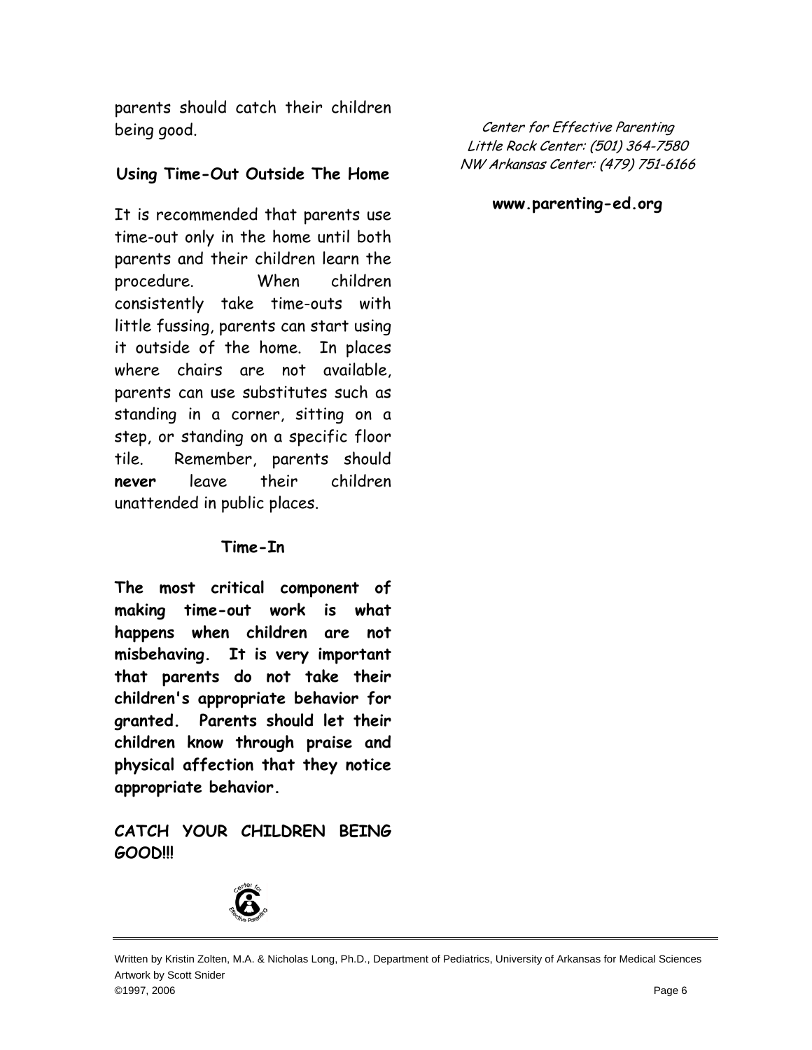parents should catch their children being good.

### Using Time-Out Outside The Home

It is recommended that parents use time-out only in the home until both parents and their children learn the procedure. When children consistently take time-outs with little fussing, parents can start using it outside of the home. In places where chairs are not available, parents can use substitutes such as standing in a corner, sitting on a step, or standing on a specific floor tile. Remember, parents should **never** leave their children unattended in public places.

### Time-In

**The most critical component of making time-out work is what happens when children are not misbehaving. It is very important that parents do not take their children's appropriate behavior for granted. Parents should let their children know through praise and physical affection that they notice appropriate behavior.**

**CATCH YOUR CHILDREN BEING GOOD!!!**

*Center for Effective Parenting*
*Little Rock Center: (501) 364-7580*
*NW Arkansas Center: (479) 751-6166*

**www.parenting-ed.org**

Written by Kristin Zolten, M.A. & Nicholas Long, Ph.D., Department of Pediatrics, University of Arkansas for Medical Sciences
Artwork by Scott Snider
©1997, 2006